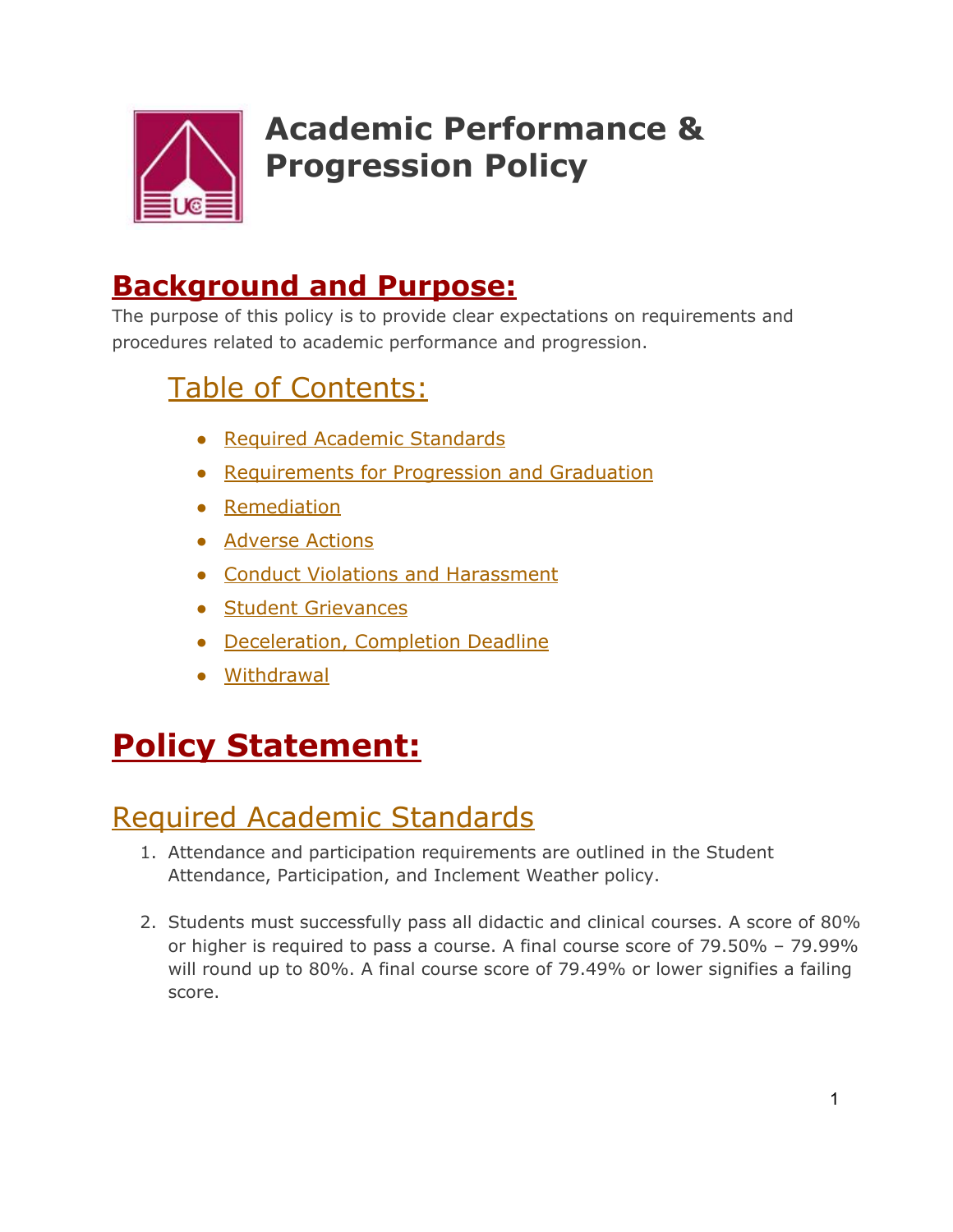# Academic Performance & Progression Policy

## Background and Purpose:

The purpose of this policy is to provide clear expectations on requirements and procedures related to academic performance and progression.

### Table of Contents:

- Required Academic Standards
- Requirements for Progression and Graduation
- Remediation
- Adverse Actions
- Conduct Violations and Harassment
- Student Grievances
- Deceleration, Completion Deadline
- Withdrawal

# Policy Statement:

## Required Academic Standards

1. Attendance and participation requirements are outlined in the Student Attendance, Participation, and Inclement Weather policy.

2. Students must successfully pass all didactic and clinical courses. A score of 80% or higher is required to pass a course. A final course score of 79.50% – 79.99% will round up to 80%. A final course score of 79.49% or lower signifies a failing score.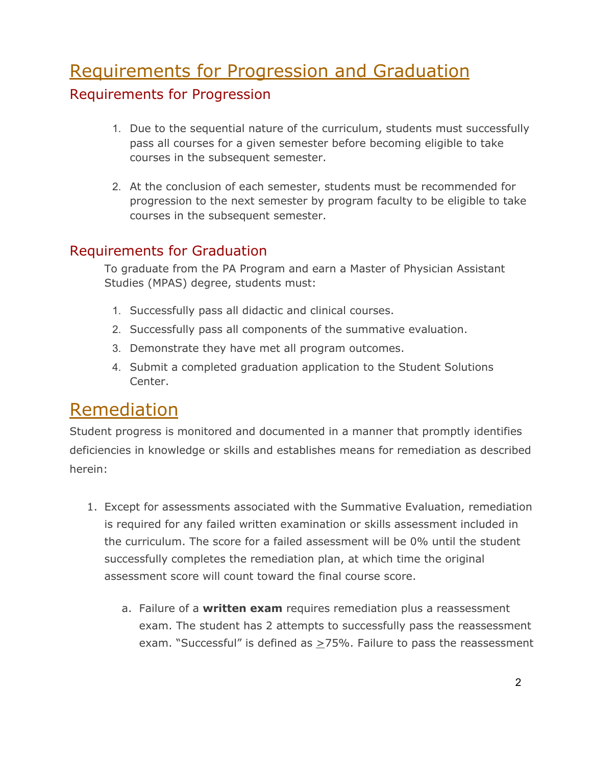# Requirements for Progression and Graduation

## Requirements for Progression

1. Due to the sequential nature of the curriculum, students must successfully pass all courses for a given semester before becoming eligible to take courses in the subsequent semester.

2. At the conclusion of each semester, students must be recommended for progression to the next semester by program faculty to be eligible to take courses in the subsequent semester.

## Requirements for Graduation

To graduate from the PA Program and earn a Master of Physician Assistant Studies (MPAS) degree, students must:

1. Successfully pass all didactic and clinical courses.
2. Successfully pass all components of the summative evaluation.
3. Demonstrate they have met all program outcomes.
4. Submit a completed graduation application to the Student Solutions Center.

# Remediation

Student progress is monitored and documented in a manner that promptly identifies deficiencies in knowledge or skills and establishes means for remediation as described herein:

1. Except for assessments associated with the Summative Evaluation, remediation is required for any failed written examination or skills assessment included in the curriculum. The score for a failed assessment will be 0% until the student successfully completes the remediation plan, at which time the original assessment score will count toward the final course score.

   a. Failure of a **written exam** requires remediation plus a reassessment exam. The student has 2 attempts to successfully pass the reassessment exam. "Successful" is defined as ≥75%. Failure to pass the reassessment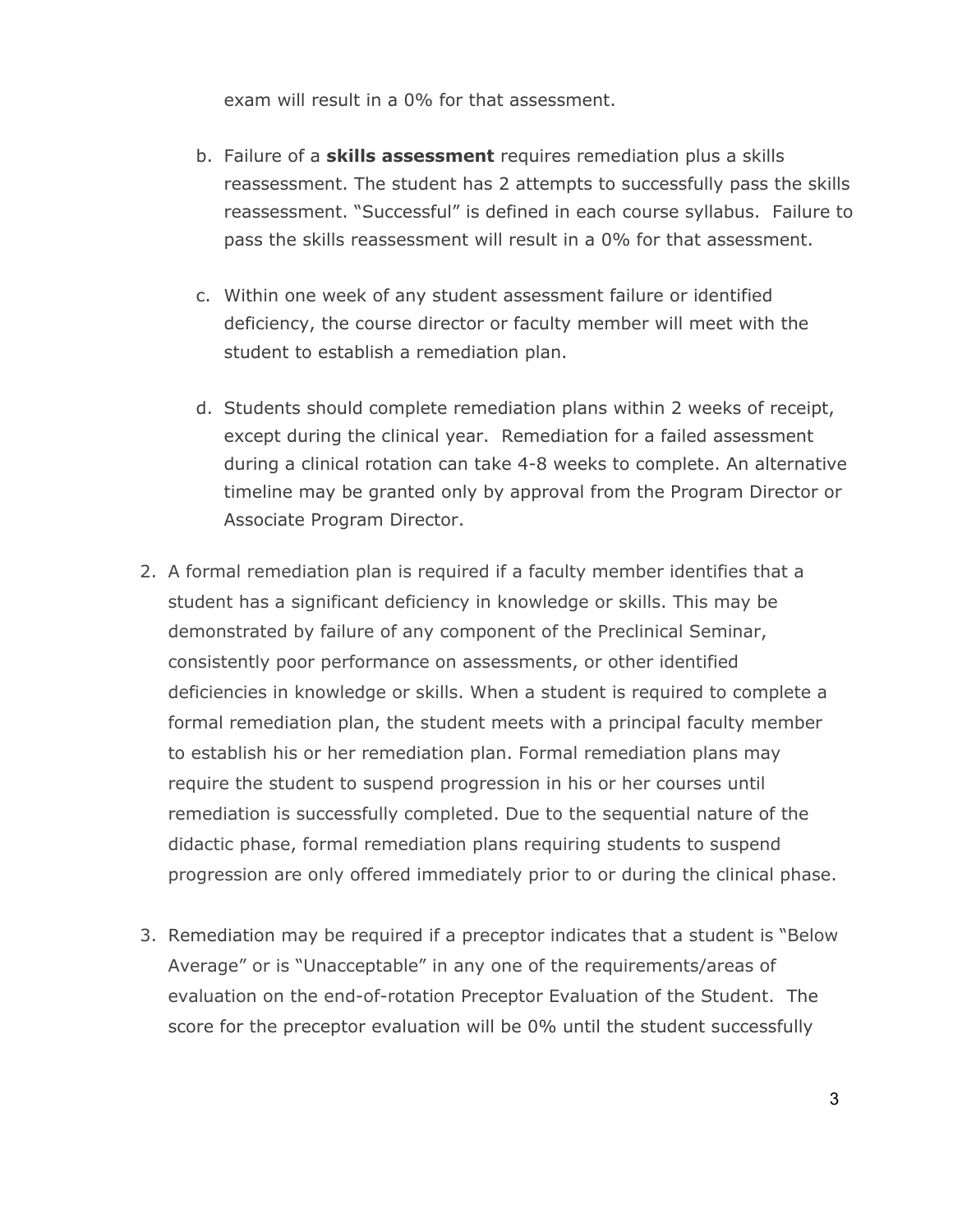exam will result in a 0% for that assessment.

   b. Failure of a **skills assessment** requires remediation plus a skills reassessment. The student has 2 attempts to successfully pass the skills reassessment. "Successful" is defined in each course syllabus. Failure to pass the skills reassessment will result in a 0% for that assessment.

   c. Within one week of any student assessment failure or identified deficiency, the course director or faculty member will meet with the student to establish a remediation plan.

   d. Students should complete remediation plans within 2 weeks of receipt, except during the clinical year. Remediation for a failed assessment during a clinical rotation can take 4-8 weeks to complete. An alternative timeline may be granted only by approval from the Program Director or Associate Program Director.

2. A formal remediation plan is required if a faculty member identifies that a student has a significant deficiency in knowledge or skills. This may be demonstrated by failure of any component of the Preclinical Seminar, consistently poor performance on assessments, or other identified deficiencies in knowledge or skills. When a student is required to complete a formal remediation plan, the student meets with a principal faculty member to establish his or her remediation plan. Formal remediation plans may require the student to suspend progression in his or her courses until remediation is successfully completed. Due to the sequential nature of the didactic phase, formal remediation plans requiring students to suspend progression are only offered immediately prior to or during the clinical phase.

3. Remediation may be required if a preceptor indicates that a student is "Below Average" or is "Unacceptable" in any one of the requirements/areas of evaluation on the end-of-rotation Preceptor Evaluation of the Student. The score for the preceptor evaluation will be 0% until the student successfully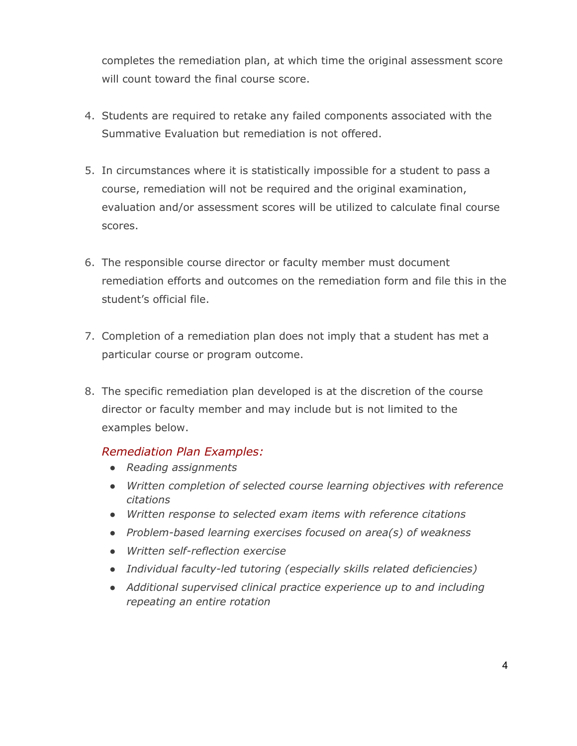completes the remediation plan, at which time the original assessment score will count toward the final course score.

4. Students are required to retake any failed components associated with the Summative Evaluation but remediation is not offered.

5. In circumstances where it is statistically impossible for a student to pass a course, remediation will not be required and the original examination, evaluation and/or assessment scores will be utilized to calculate final course scores.

6. The responsible course director or faculty member must document remediation efforts and outcomes on the remediation form and file this in the student's official file.

7. Completion of a remediation plan does not imply that a student has met a particular course or program outcome.

8. The specific remediation plan developed is at the discretion of the course director or faculty member and may include but is not limited to the examples below.

   *Remediation Plan Examples:*

   - *Reading assignments*
   - *Written completion of selected course learning objectives with reference citations*
   - *Written response to selected exam items with reference citations*
   - *Problem-based learning exercises focused on area(s) of weakness*
   - *Written self-reflection exercise*
   - *Individual faculty-led tutoring (especially skills related deficiencies)*
   - *Additional supervised clinical practice experience up to and including repeating an entire rotation*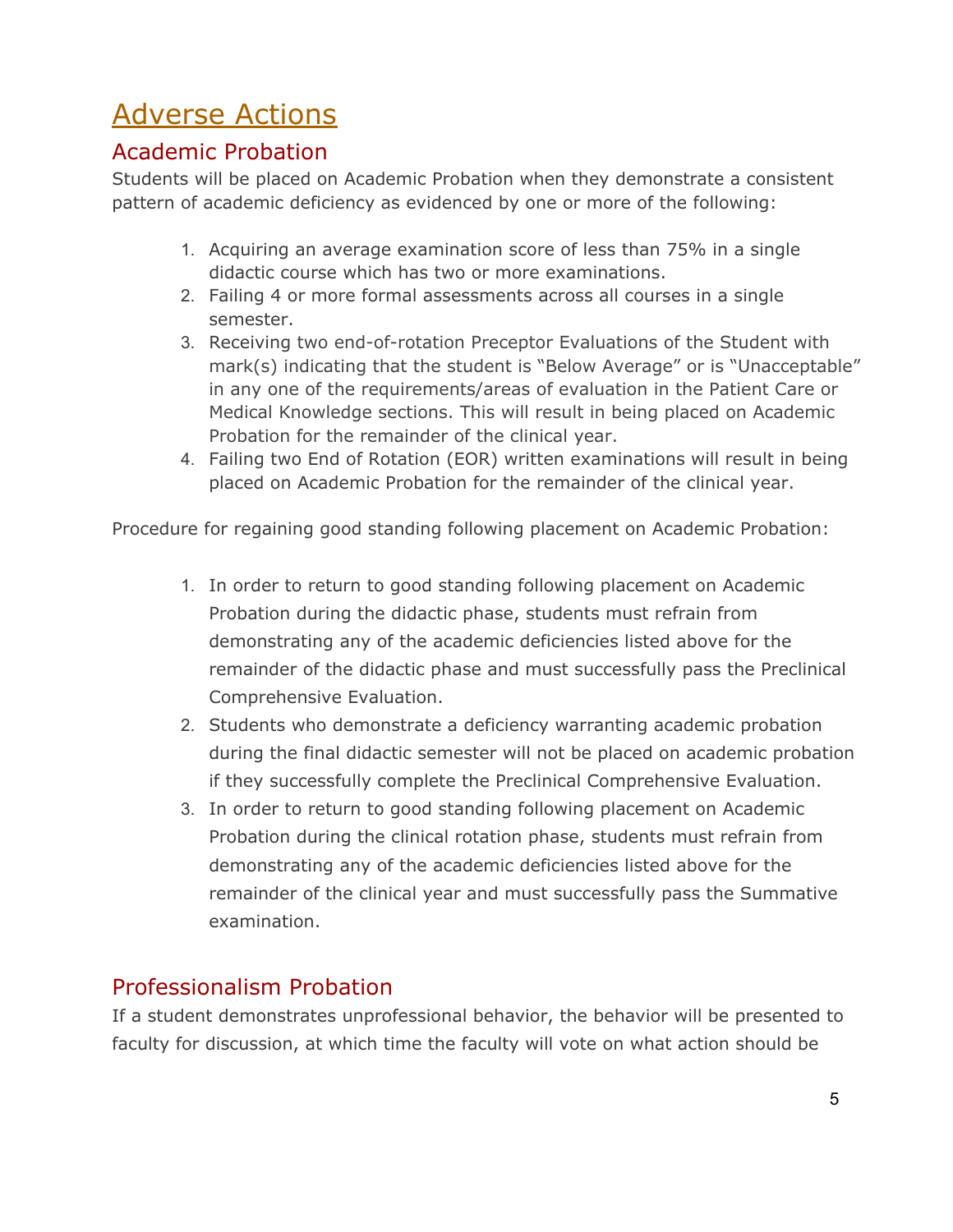# Adverse Actions

## Academic Probation

Students will be placed on Academic Probation when they demonstrate a consistent pattern of academic deficiency as evidenced by one or more of the following:

1. Acquiring an average examination score of less than 75% in a single didactic course which has two or more examinations.
2. Failing 4 or more formal assessments across all courses in a single semester.
3. Receiving two end-of-rotation Preceptor Evaluations of the Student with mark(s) indicating that the student is "Below Average" or is "Unacceptable" in any one of the requirements/areas of evaluation in the Patient Care or Medical Knowledge sections. This will result in being placed on Academic Probation for the remainder of the clinical year.
4. Failing two End of Rotation (EOR) written examinations will result in being placed on Academic Probation for the remainder of the clinical year.

Procedure for regaining good standing following placement on Academic Probation:

1. In order to return to good standing following placement on Academic Probation during the didactic phase, students must refrain from demonstrating any of the academic deficiencies listed above for the remainder of the didactic phase and must successfully pass the Preclinical Comprehensive Evaluation.
2. Students who demonstrate a deficiency warranting academic probation during the final didactic semester will not be placed on academic probation if they successfully complete the Preclinical Comprehensive Evaluation.
3. In order to return to good standing following placement on Academic Probation during the clinical rotation phase, students must refrain from demonstrating any of the academic deficiencies listed above for the remainder of the clinical year and must successfully pass the Summative examination.

## Professionalism Probation

If a student demonstrates unprofessional behavior, the behavior will be presented to faculty for discussion, at which time the faculty will vote on what action should be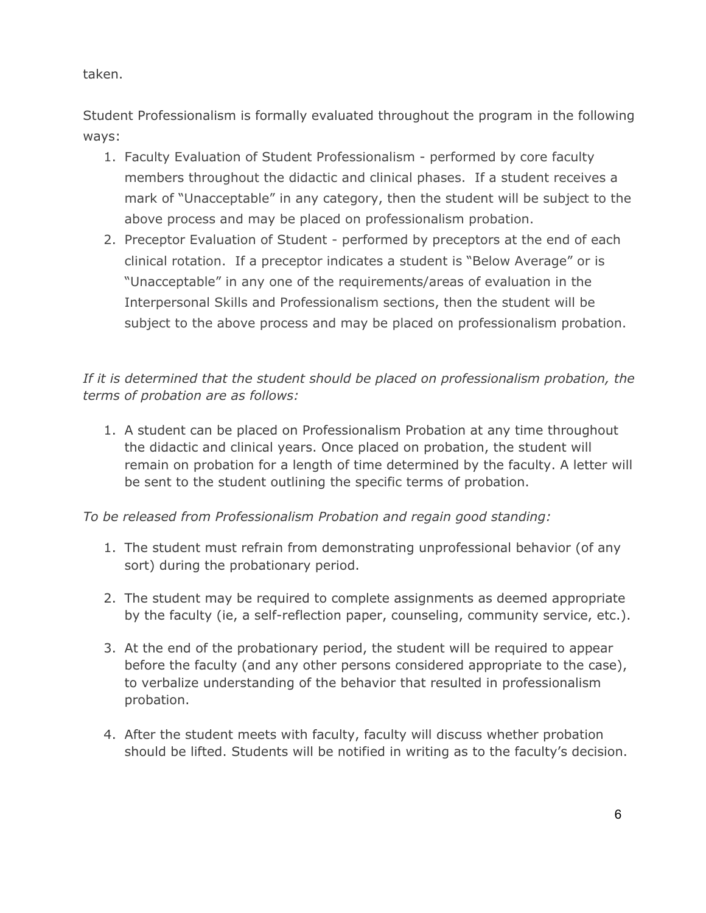taken.

Student Professionalism is formally evaluated throughout the program in the following ways:

1. Faculty Evaluation of Student Professionalism - performed by core faculty members throughout the didactic and clinical phases. If a student receives a mark of "Unacceptable" in any category, then the student will be subject to the above process and may be placed on professionalism probation.
2. Preceptor Evaluation of Student - performed by preceptors at the end of each clinical rotation. If a preceptor indicates a student is "Below Average" or is "Unacceptable" in any one of the requirements/areas of evaluation in the Interpersonal Skills and Professionalism sections, then the student will be subject to the above process and may be placed on professionalism probation.

*If it is determined that the student should be placed on professionalism probation, the terms of probation are as follows:*

1. A student can be placed on Professionalism Probation at any time throughout the didactic and clinical years. Once placed on probation, the student will remain on probation for a length of time determined by the faculty. A letter will be sent to the student outlining the specific terms of probation.

*To be released from Professionalism Probation and regain good standing:*

1. The student must refrain from demonstrating unprofessional behavior (of any sort) during the probationary period.

2. The student may be required to complete assignments as deemed appropriate by the faculty (ie, a self-reflection paper, counseling, community service, etc.).

3. At the end of the probationary period, the student will be required to appear before the faculty (and any other persons considered appropriate to the case), to verbalize understanding of the behavior that resulted in professionalism probation.

4. After the student meets with faculty, faculty will discuss whether probation should be lifted. Students will be notified in writing as to the faculty's decision.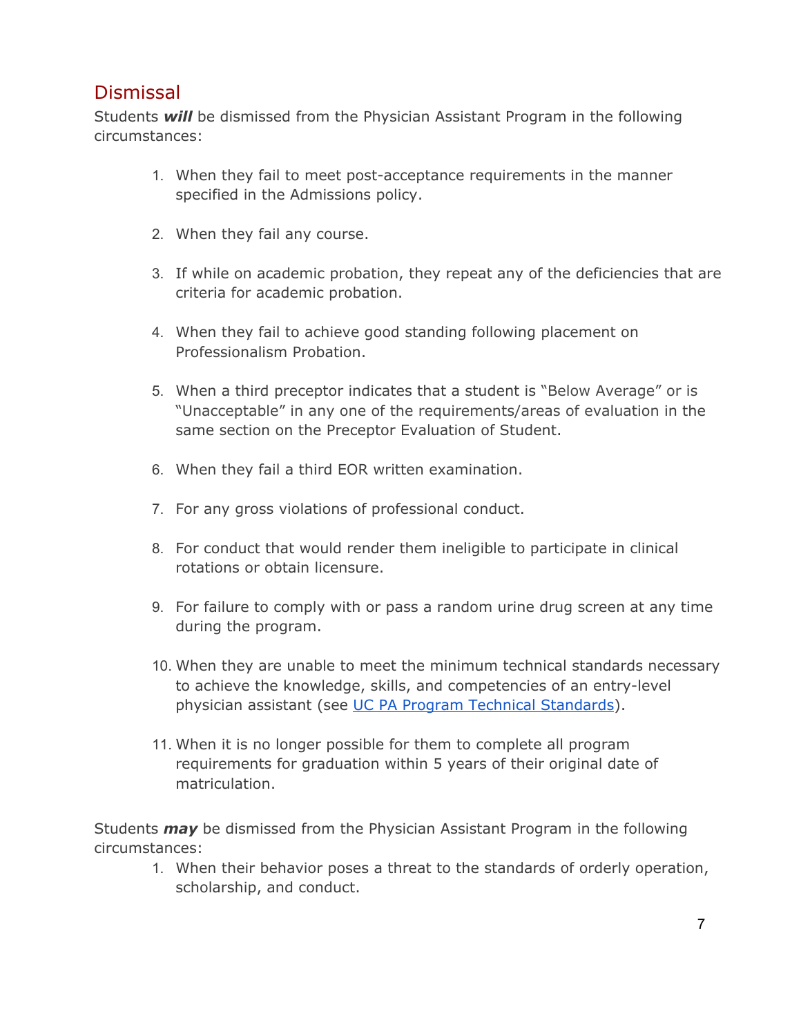## Dismissal

Students ***will*** be dismissed from the Physician Assistant Program in the following circumstances:

1. When they fail to meet post-acceptance requirements in the manner specified in the Admissions policy.

2. When they fail any course.

3. If while on academic probation, they repeat any of the deficiencies that are criteria for academic probation.

4. When they fail to achieve good standing following placement on Professionalism Probation.

5. When a third preceptor indicates that a student is "Below Average" or is "Unacceptable" in any one of the requirements/areas of evaluation in the same section on the Preceptor Evaluation of Student.

6. When they fail a third EOR written examination.

7. For any gross violations of professional conduct.

8. For conduct that would render them ineligible to participate in clinical rotations or obtain licensure.

9. For failure to comply with or pass a random urine drug screen at any time during the program.

10. When they are unable to meet the minimum technical standards necessary to achieve the knowledge, skills, and competencies of an entry-level physician assistant (see UC PA Program Technical Standards).

11. When it is no longer possible for them to complete all program requirements for graduation within 5 years of their original date of matriculation.

Students ***may*** be dismissed from the Physician Assistant Program in the following circumstances:

1. When their behavior poses a threat to the standards of orderly operation, scholarship, and conduct.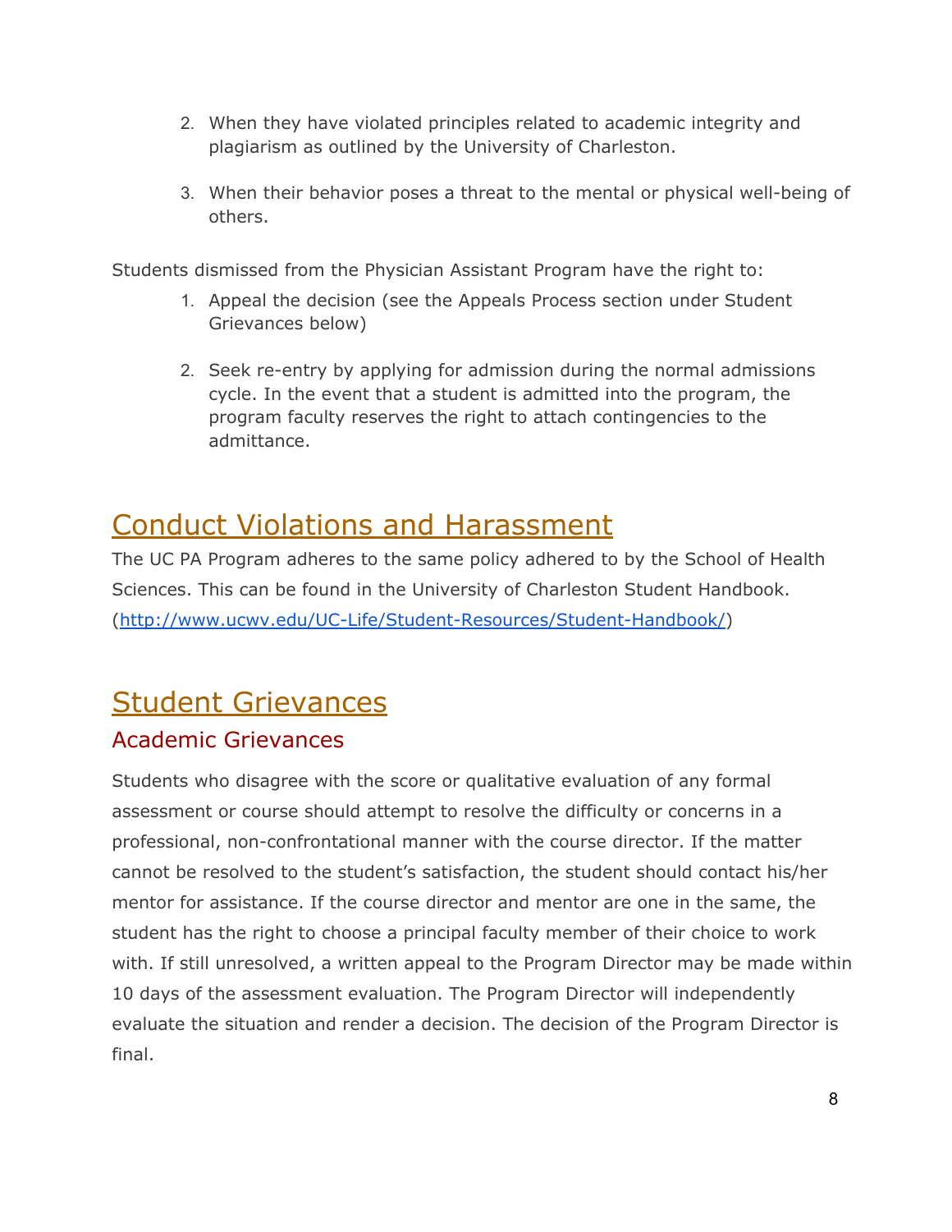2. When they have violated principles related to academic integrity and plagiarism as outlined by the University of Charleston.

3. When their behavior poses a threat to the mental or physical well-being of others.

Students dismissed from the Physician Assistant Program have the right to:

1. Appeal the decision (see the Appeals Process section under Student Grievances below)

2. Seek re-entry by applying for admission during the normal admissions cycle. In the event that a student is admitted into the program, the program faculty reserves the right to attach contingencies to the admittance.

# Conduct Violations and Harassment

The UC PA Program adheres to the same policy adhered to by the School of Health Sciences. This can be found in the University of Charleston Student Handbook. (http://www.ucwv.edu/UC-Life/Student-Resources/Student-Handbook/)

# Student Grievances

## Academic Grievances

Students who disagree with the score or qualitative evaluation of any formal assessment or course should attempt to resolve the difficulty or concerns in a professional, non-confrontational manner with the course director. If the matter cannot be resolved to the student's satisfaction, the student should contact his/her mentor for assistance. If the course director and mentor are one in the same, the student has the right to choose a principal faculty member of their choice to work with. If still unresolved, a written appeal to the Program Director may be made within 10 days of the assessment evaluation. The Program Director will independently evaluate the situation and render a decision. The decision of the Program Director is final.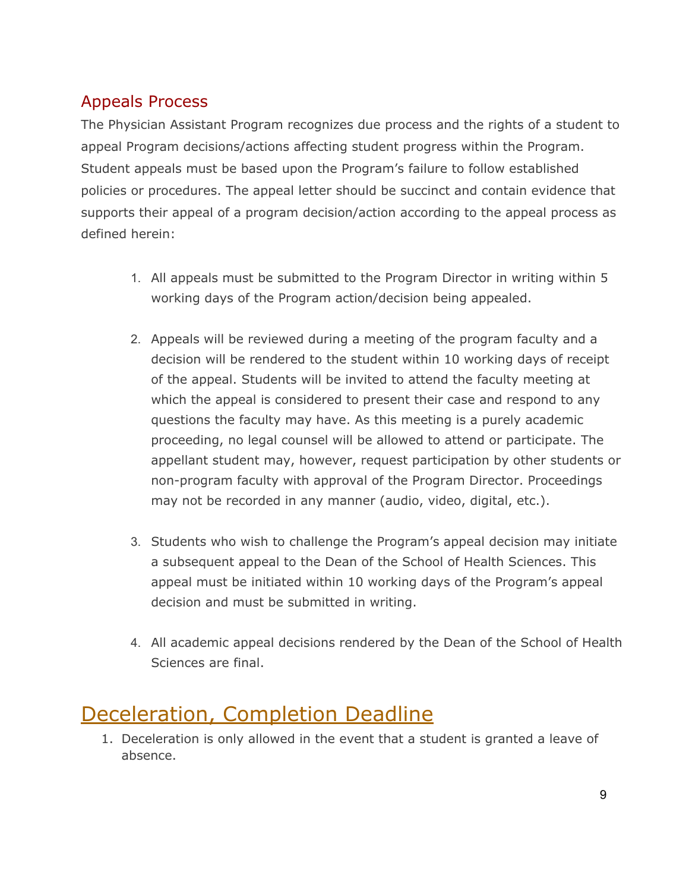## Appeals Process

The Physician Assistant Program recognizes due process and the rights of a student to appeal Program decisions/actions affecting student progress within the Program. Student appeals must be based upon the Program's failure to follow established policies or procedures. The appeal letter should be succinct and contain evidence that supports their appeal of a program decision/action according to the appeal process as defined herein:

1. All appeals must be submitted to the Program Director in writing within 5 working days of the Program action/decision being appealed.

2. Appeals will be reviewed during a meeting of the program faculty and a decision will be rendered to the student within 10 working days of receipt of the appeal. Students will be invited to attend the faculty meeting at which the appeal is considered to present their case and respond to any questions the faculty may have. As this meeting is a purely academic proceeding, no legal counsel will be allowed to attend or participate. The appellant student may, however, request participation by other students or non-program faculty with approval of the Program Director. Proceedings may not be recorded in any manner (audio, video, digital, etc.).

3. Students who wish to challenge the Program's appeal decision may initiate a subsequent appeal to the Dean of the School of Health Sciences. This appeal must be initiated within 10 working days of the Program's appeal decision and must be submitted in writing.

4. All academic appeal decisions rendered by the Dean of the School of Health Sciences are final.

# Deceleration, Completion Deadline

1. Deceleration is only allowed in the event that a student is granted a leave of absence.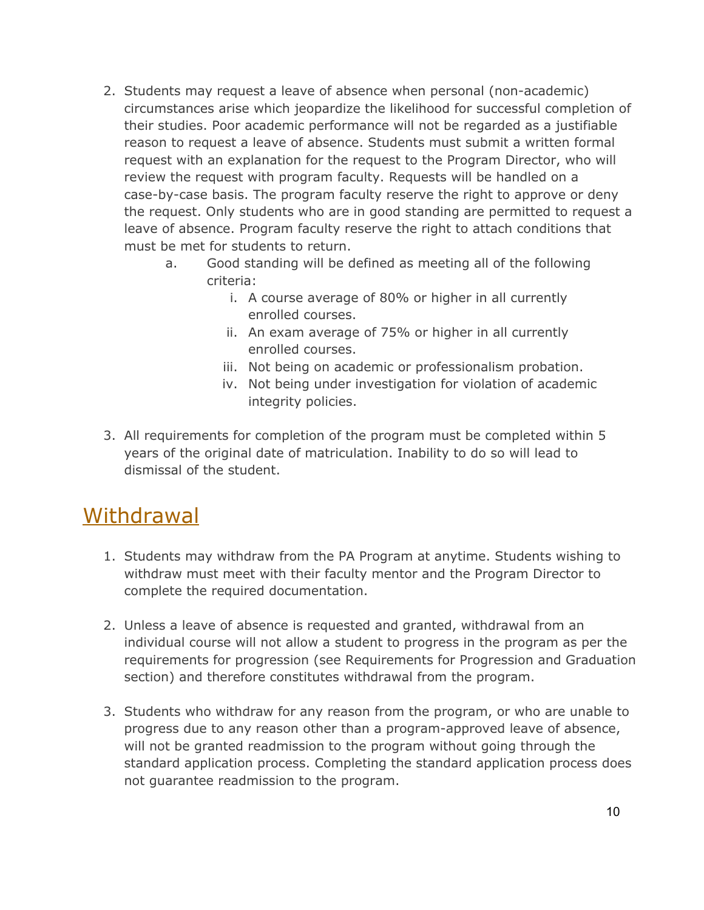2. Students may request a leave of absence when personal (non-academic) circumstances arise which jeopardize the likelihood for successful completion of their studies. Poor academic performance will not be regarded as a justifiable reason to request a leave of absence. Students must submit a written formal request with an explanation for the request to the Program Director, who will review the request with program faculty. Requests will be handled on a case-by-case basis. The program faculty reserve the right to approve or deny the request. Only students who are in good standing are permitted to request a leave of absence. Program faculty reserve the right to attach conditions that must be met for students to return.
    a. Good standing will be defined as meeting all of the following criteria:
        i. A course average of 80% or higher in all currently enrolled courses.
        ii. An exam average of 75% or higher in all currently enrolled courses.
        iii. Not being on academic or professionalism probation.
        iv. Not being under investigation for violation of academic integrity policies.

3. All requirements for completion of the program must be completed within 5 years of the original date of matriculation. Inability to do so will lead to dismissal of the student.

## Withdrawal

1. Students may withdraw from the PA Program at anytime. Students wishing to withdraw must meet with their faculty mentor and the Program Director to complete the required documentation.

2. Unless a leave of absence is requested and granted, withdrawal from an individual course will not allow a student to progress in the program as per the requirements for progression (see Requirements for Progression and Graduation section) and therefore constitutes withdrawal from the program.

3. Students who withdraw for any reason from the program, or who are unable to progress due to any reason other than a program-approved leave of absence, will not be granted readmission to the program without going through the standard application process. Completing the standard application process does not guarantee readmission to the program.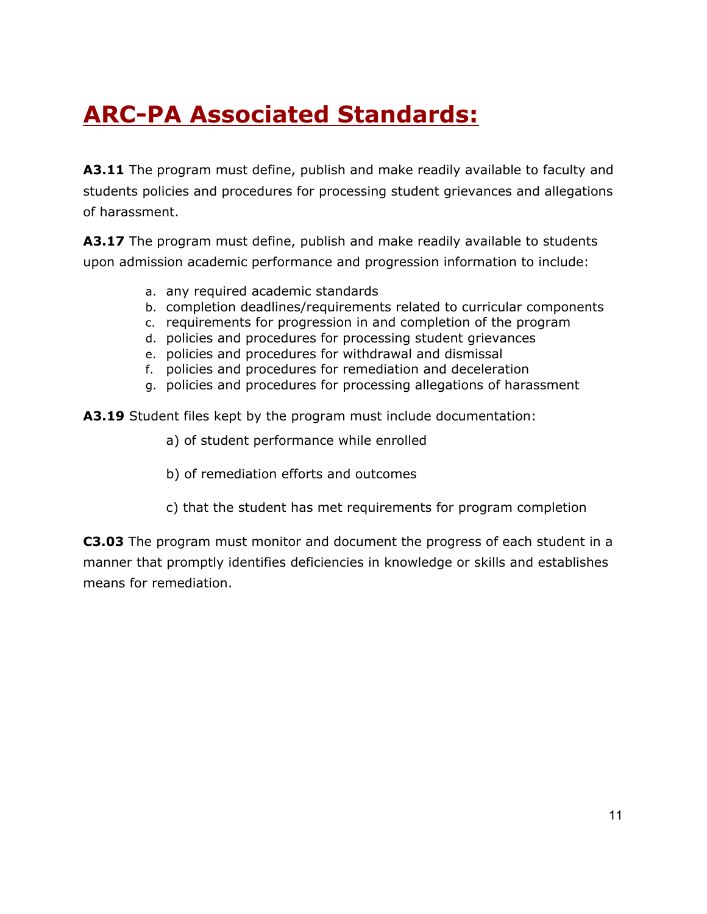# ARC-PA Associated Standards:

**A3.11** The program must define, publish and make readily available to faculty and students policies and procedures for processing student grievances and allegations of harassment.

**A3.17** The program must define, publish and make readily available to students upon admission academic performance and progression information to include:

a. any required academic standards
b. completion deadlines/requirements related to curricular components
c. requirements for progression in and completion of the program
d. policies and procedures for processing student grievances
e. policies and procedures for withdrawal and dismissal
f. policies and procedures for remediation and deceleration
g. policies and procedures for processing allegations of harassment

**A3.19** Student files kept by the program must include documentation:

a) of student performance while enrolled

b) of remediation efforts and outcomes

c) that the student has met requirements for program completion

**C3.03** The program must monitor and document the progress of each student in a manner that promptly identifies deficiencies in knowledge or skills and establishes means for remediation.